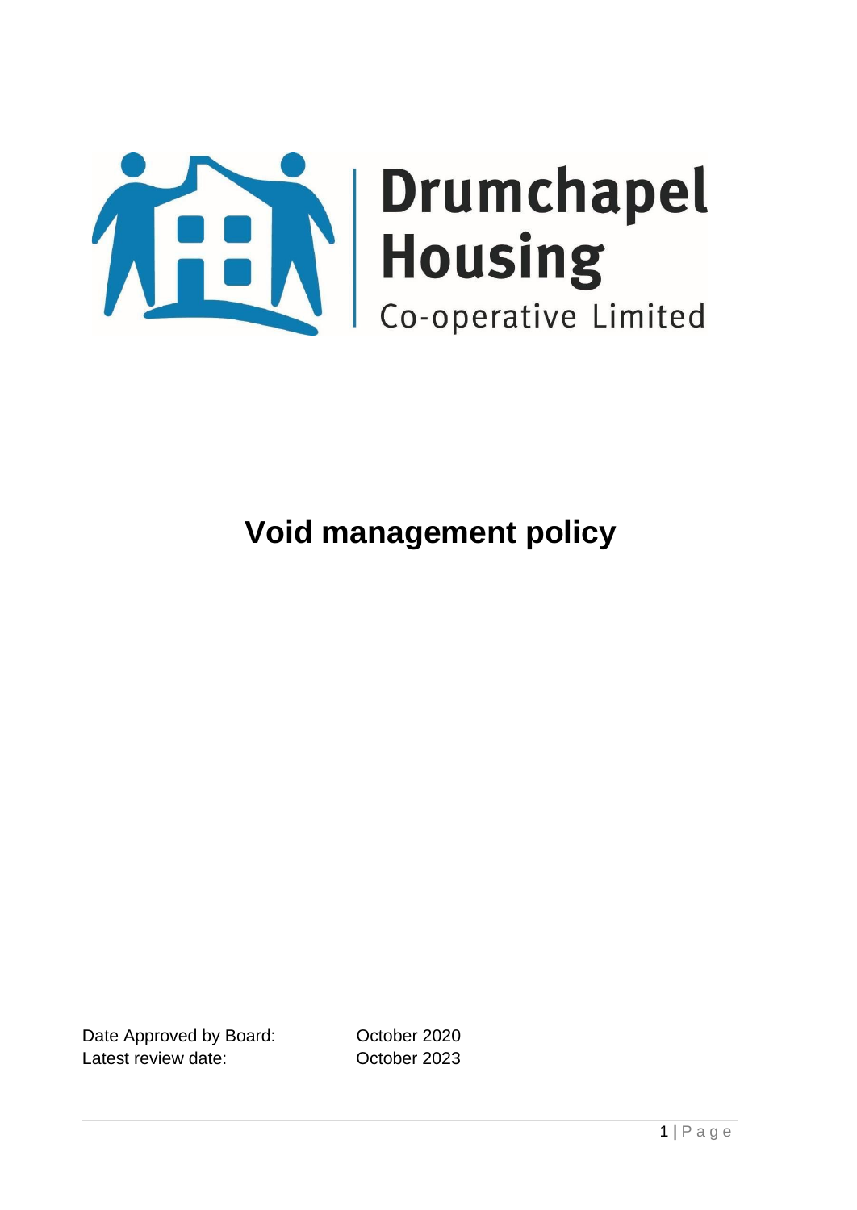Drumchapel Housing Co-operative Limited

# Void management policy

Date Approved by Board: October 2020
Latest review date: October 2023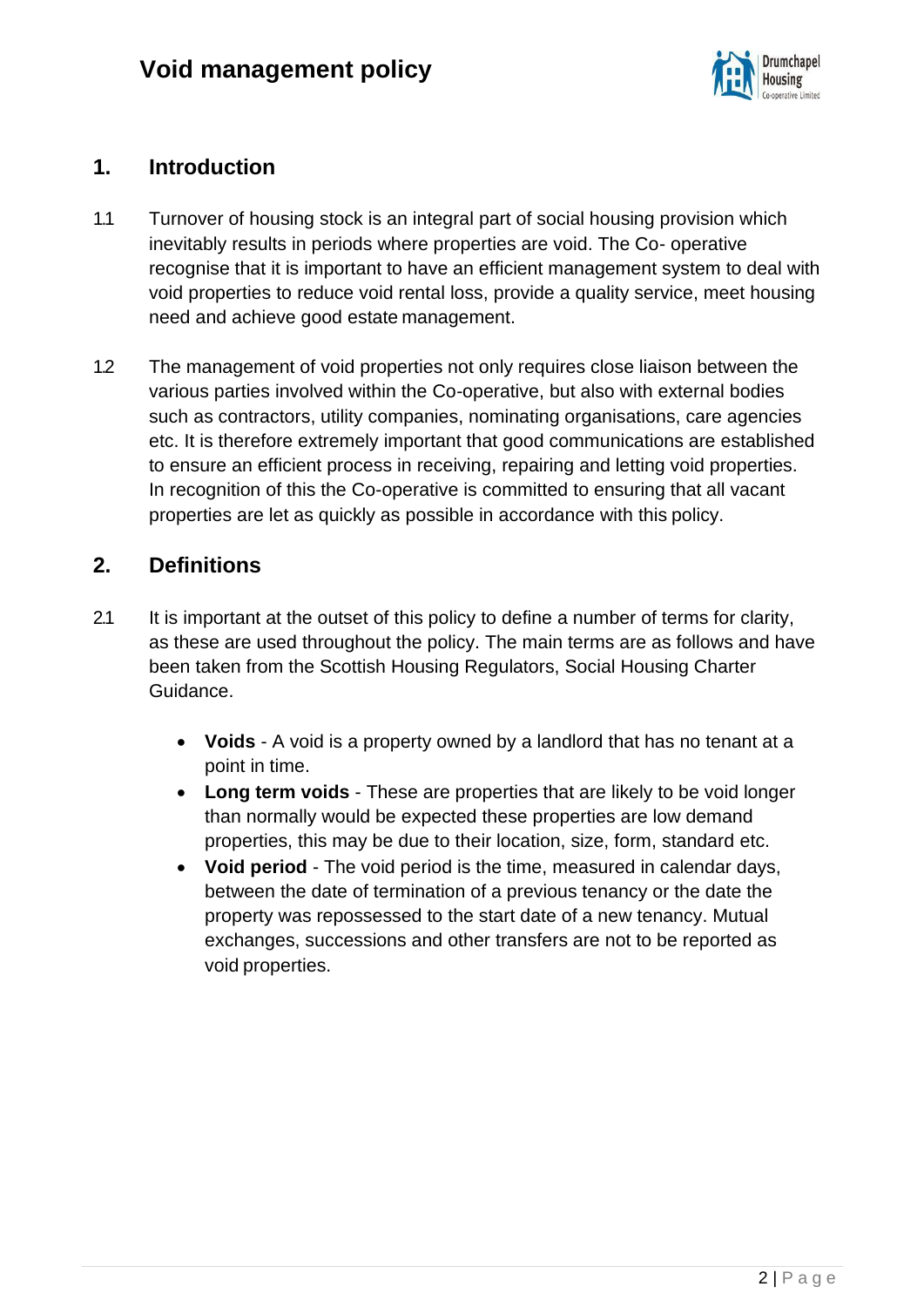# Void management policy

## 1. Introduction

1.1 Turnover of housing stock is an integral part of social housing provision which inevitably results in periods where properties are void. The Co- operative recognise that it is important to have an efficient management system to deal with void properties to reduce void rental loss, provide a quality service, meet housing need and achieve good estate management.

1.2 The management of void properties not only requires close liaison between the various parties involved within the Co-operative, but also with external bodies such as contractors, utility companies, nominating organisations, care agencies etc. It is therefore extremely important that good communications are established to ensure an efficient process in receiving, repairing and letting void properties. In recognition of this the Co-operative is committed to ensuring that all vacant properties are let as quickly as possible in accordance with this policy.

## 2. Definitions

2.1 It is important at the outset of this policy to define a number of terms for clarity, as these are used throughout the policy. The main terms are as follows and have been taken from the Scottish Housing Regulators, Social Housing Charter Guidance.

- **Voids** - A void is a property owned by a landlord that has no tenant at a point in time.
- **Long term voids** - These are properties that are likely to be void longer than normally would be expected these properties are low demand properties, this may be due to their location, size, form, standard etc.
- **Void period** - The void period is the time, measured in calendar days, between the date of termination of a previous tenancy or the date the property was repossessed to the start date of a new tenancy. Mutual exchanges, successions and other transfers are not to be reported as void properties.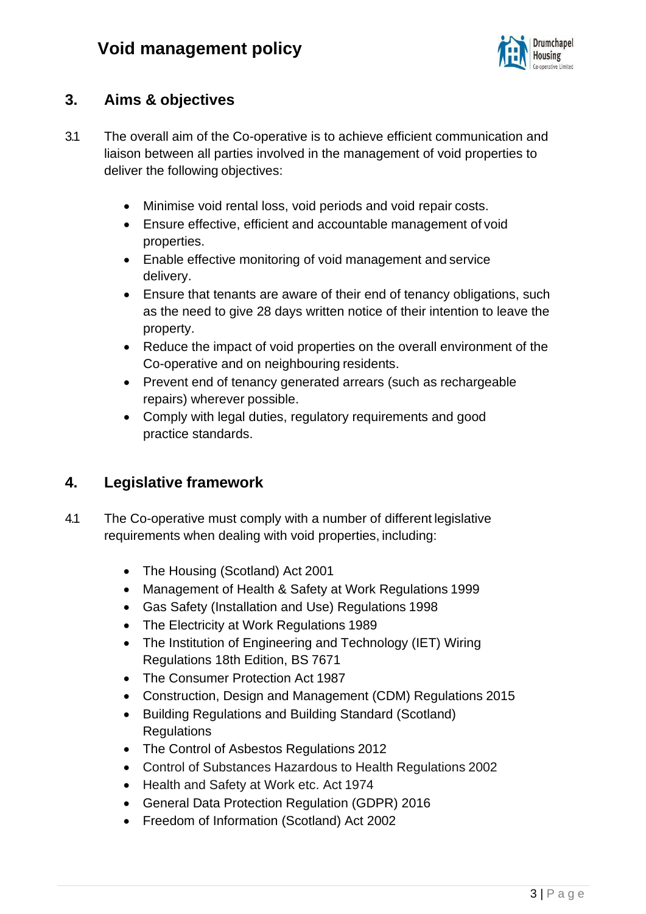## 3. Aims & objectives

3.1 The overall aim of the Co-operative is to achieve efficient communication and liaison between all parties involved in the management of void properties to deliver the following objectives:

- Minimise void rental loss, void periods and void repair costs.
- Ensure effective, efficient and accountable management of void properties.
- Enable effective monitoring of void management and service delivery.
- Ensure that tenants are aware of their end of tenancy obligations, such as the need to give 28 days written notice of their intention to leave the property.
- Reduce the impact of void properties on the overall environment of the Co-operative and on neighbouring residents.
- Prevent end of tenancy generated arrears (such as rechargeable repairs) wherever possible.
- Comply with legal duties, regulatory requirements and good practice standards.

## 4. Legislative framework

4.1 The Co-operative must comply with a number of different legislative requirements when dealing with void properties, including:

- The Housing (Scotland) Act 2001
- Management of Health & Safety at Work Regulations 1999
- Gas Safety (Installation and Use) Regulations 1998
- The Electricity at Work Regulations 1989
- The Institution of Engineering and Technology (IET) Wiring Regulations 18th Edition, BS 7671
- The Consumer Protection Act 1987
- Construction, Design and Management (CDM) Regulations 2015
- Building Regulations and Building Standard (Scotland) Regulations
- The Control of Asbestos Regulations 2012
- Control of Substances Hazardous to Health Regulations 2002
- Health and Safety at Work etc. Act 1974
- General Data Protection Regulation (GDPR) 2016
- Freedom of Information (Scotland) Act 2002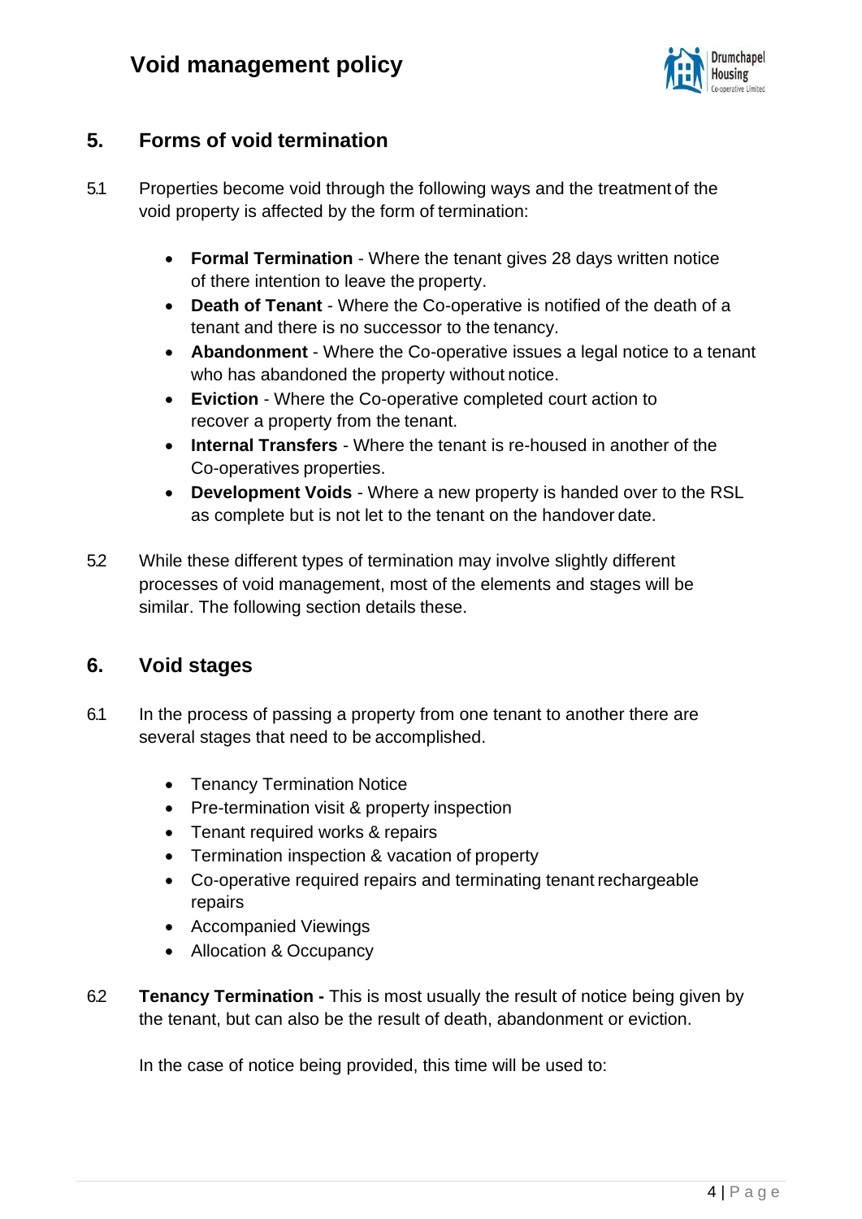## 5. Forms of void termination

5.1 Properties become void through the following ways and the treatment of the void property is affected by the form of termination:

- **Formal Termination** - Where the tenant gives 28 days written notice of there intention to leave the property.
- **Death of Tenant** - Where the Co-operative is notified of the death of a tenant and there is no successor to the tenancy.
- **Abandonment** - Where the Co-operative issues a legal notice to a tenant who has abandoned the property without notice.
- **Eviction** - Where the Co-operative completed court action to recover a property from the tenant.
- **Internal Transfers** - Where the tenant is re-housed in another of the Co-operatives properties.
- **Development Voids** - Where a new property is handed over to the RSL as complete but is not let to the tenant on the handover date.

5.2 While these different types of termination may involve slightly different processes of void management, most of the elements and stages will be similar. The following section details these.

## 6. Void stages

6.1 In the process of passing a property from one tenant to another there are several stages that need to be accomplished.

- Tenancy Termination Notice
- Pre-termination visit & property inspection
- Tenant required works & repairs
- Termination inspection & vacation of property
- Co-operative required repairs and terminating tenant rechargeable repairs
- Accompanied Viewings
- Allocation & Occupancy

6.2 **Tenancy Termination -** This is most usually the result of notice being given by the tenant, but can also be the result of death, abandonment or eviction.

In the case of notice being provided, this time will be used to: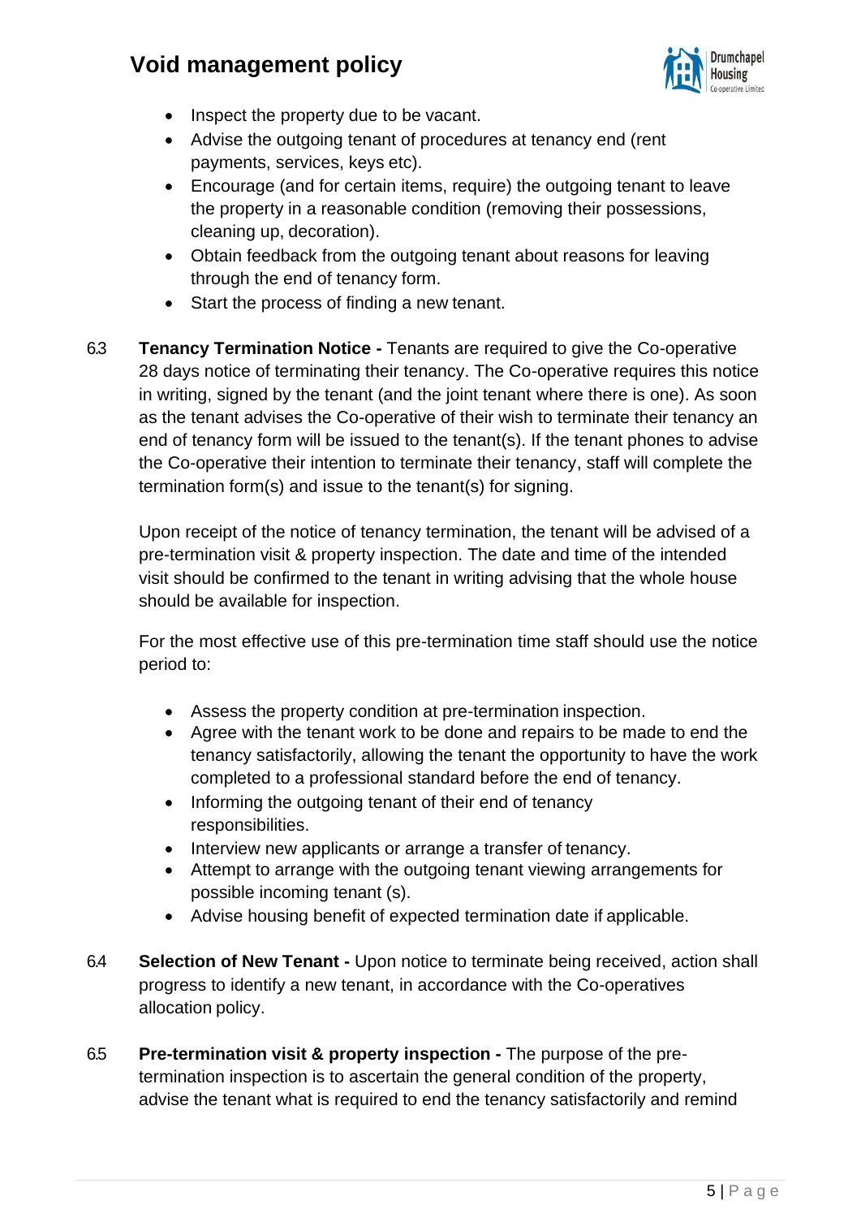- Inspect the property due to be vacant.
- Advise the outgoing tenant of procedures at tenancy end (rent payments, services, keys etc).
- Encourage (and for certain items, require) the outgoing tenant to leave the property in a reasonable condition (removing their possessions, cleaning up, decoration).
- Obtain feedback from the outgoing tenant about reasons for leaving through the end of tenancy form.
- Start the process of finding a new tenant.

6.3 **Tenancy Termination Notice -** Tenants are required to give the Co-operative 28 days notice of terminating their tenancy. The Co-operative requires this notice in writing, signed by the tenant (and the joint tenant where there is one). As soon as the tenant advises the Co-operative of their wish to terminate their tenancy an end of tenancy form will be issued to the tenant(s). If the tenant phones to advise the Co-operative their intention to terminate their tenancy, staff will complete the termination form(s) and issue to the tenant(s) for signing.

Upon receipt of the notice of tenancy termination, the tenant will be advised of a pre-termination visit & property inspection. The date and time of the intended visit should be confirmed to the tenant in writing advising that the whole house should be available for inspection.

For the most effective use of this pre-termination time staff should use the notice period to:

- Assess the property condition at pre-termination inspection.
- Agree with the tenant work to be done and repairs to be made to end the tenancy satisfactorily, allowing the tenant the opportunity to have the work completed to a professional standard before the end of tenancy.
- Informing the outgoing tenant of their end of tenancy responsibilities.
- Interview new applicants or arrange a transfer of tenancy.
- Attempt to arrange with the outgoing tenant viewing arrangements for possible incoming tenant (s).
- Advise housing benefit of expected termination date if applicable.

6.4 **Selection of New Tenant -** Upon notice to terminate being received, action shall progress to identify a new tenant, in accordance with the Co-operatives allocation policy.

6.5 **Pre-termination visit & property inspection -** The purpose of the pre-termination inspection is to ascertain the general condition of the property, advise the tenant what is required to end the tenancy satisfactorily and remind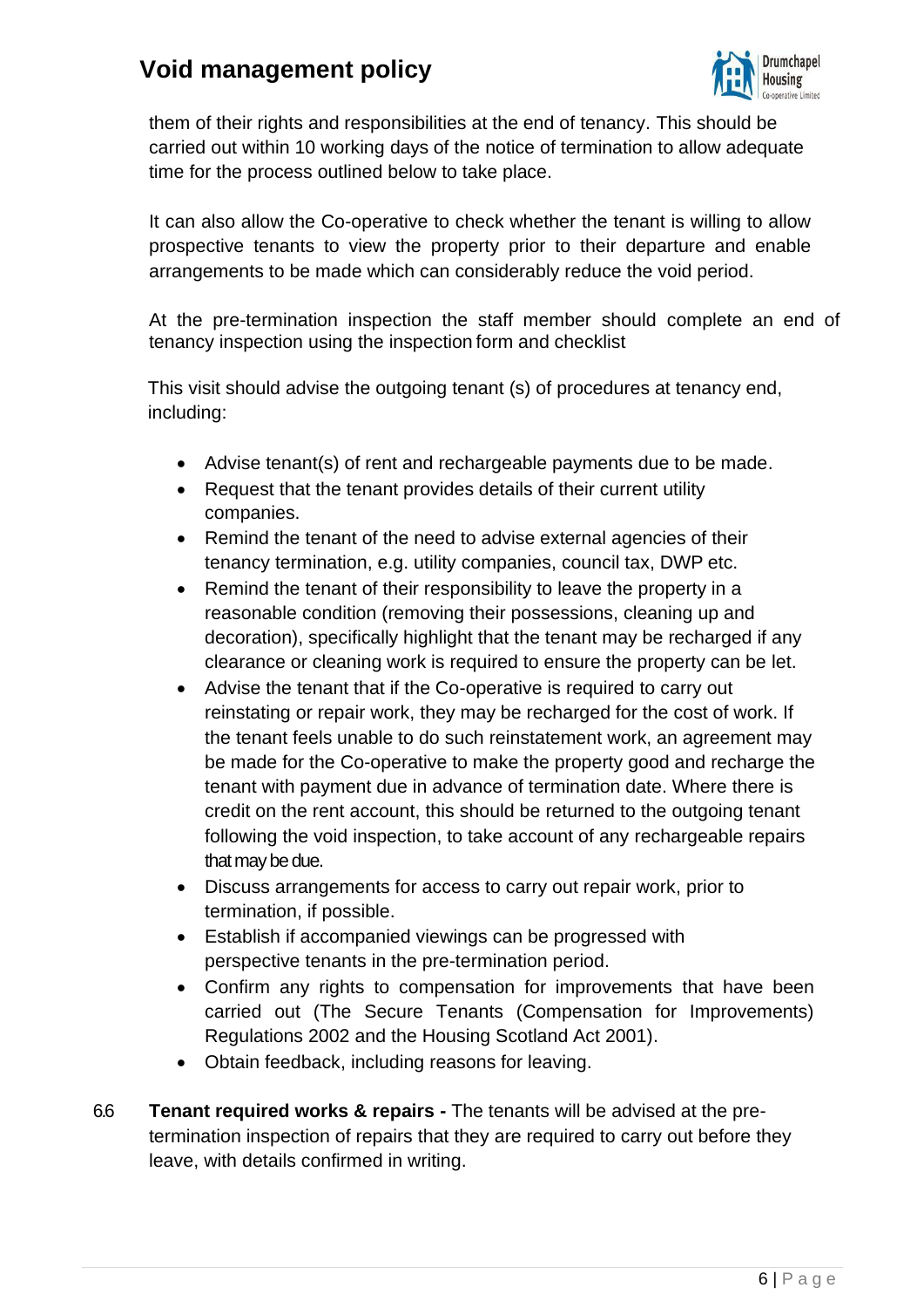them of their rights and responsibilities at the end of tenancy. This should be carried out within 10 working days of the notice of termination to allow adequate time for the process outlined below to take place.

It can also allow the Co-operative to check whether the tenant is willing to allow prospective tenants to view the property prior to their departure and enable arrangements to be made which can considerably reduce the void period.

At the pre-termination inspection the staff member should complete an end of tenancy inspection using the inspection form and checklist

This visit should advise the outgoing tenant (s) of procedures at tenancy end, including:

- Advise tenant(s) of rent and rechargeable payments due to be made.
- Request that the tenant provides details of their current utility companies.
- Remind the tenant of the need to advise external agencies of their tenancy termination, e.g. utility companies, council tax, DWP etc.
- Remind the tenant of their responsibility to leave the property in a reasonable condition (removing their possessions, cleaning up and decoration), specifically highlight that the tenant may be recharged if any clearance or cleaning work is required to ensure the property can be let.
- Advise the tenant that if the Co-operative is required to carry out reinstating or repair work, they may be recharged for the cost of work. If the tenant feels unable to do such reinstatement work, an agreement may be made for the Co-operative to make the property good and recharge the tenant with payment due in advance of termination date. Where there is credit on the rent account, this should be returned to the outgoing tenant following the void inspection, to take account of any rechargeable repairs that may be due.
- Discuss arrangements for access to carry out repair work, prior to termination, if possible.
- Establish if accompanied viewings can be progressed with perspective tenants in the pre-termination period.
- Confirm any rights to compensation for improvements that have been carried out (The Secure Tenants (Compensation for Improvements) Regulations 2002 and the Housing Scotland Act 2001).
- Obtain feedback, including reasons for leaving.

6.6 **Tenant required works & repairs -** The tenants will be advised at the pre-termination inspection of repairs that they are required to carry out before they leave, with details confirmed in writing.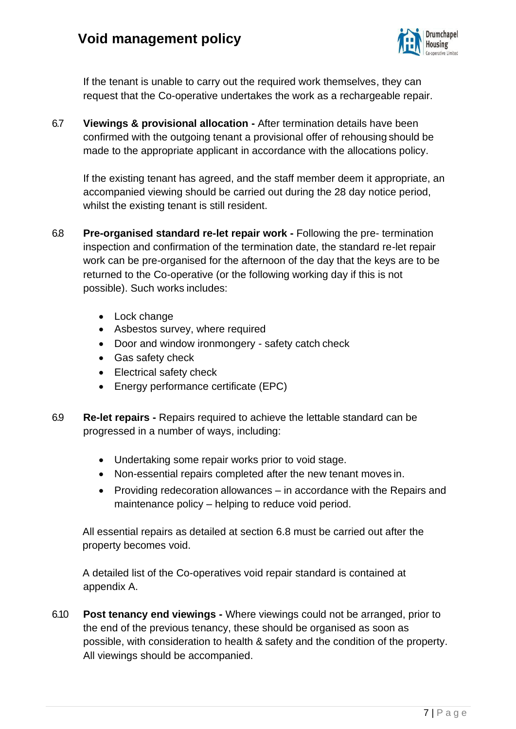If the tenant is unable to carry out the required work themselves, they can request that the Co-operative undertakes the work as a rechargeable repair.

6.7 **Viewings & provisional allocation -** After termination details have been confirmed with the outgoing tenant a provisional offer of rehousing should be made to the appropriate applicant in accordance with the allocations policy.

If the existing tenant has agreed, and the staff member deem it appropriate, an accompanied viewing should be carried out during the 28 day notice period, whilst the existing tenant is still resident.

6.8 **Pre-organised standard re-let repair work -** Following the pre- termination inspection and confirmation of the termination date, the standard re-let repair work can be pre-organised for the afternoon of the day that the keys are to be returned to the Co-operative (or the following working day if this is not possible). Such works includes:

- Lock change
- Asbestos survey, where required
- Door and window ironmongery - safety catch check
- Gas safety check
- Electrical safety check
- Energy performance certificate (EPC)

6.9 **Re-let repairs -** Repairs required to achieve the lettable standard can be progressed in a number of ways, including:

- Undertaking some repair works prior to void stage.
- Non-essential repairs completed after the new tenant moves in.
- Providing redecoration allowances – in accordance with the Repairs and maintenance policy – helping to reduce void period.

All essential repairs as detailed at section 6.8 must be carried out after the property becomes void.

A detailed list of the Co-operatives void repair standard is contained at appendix A.

6.10 **Post tenancy end viewings -** Where viewings could not be arranged, prior to the end of the previous tenancy, these should be organised as soon as possible, with consideration to health & safety and the condition of the property. All viewings should be accompanied.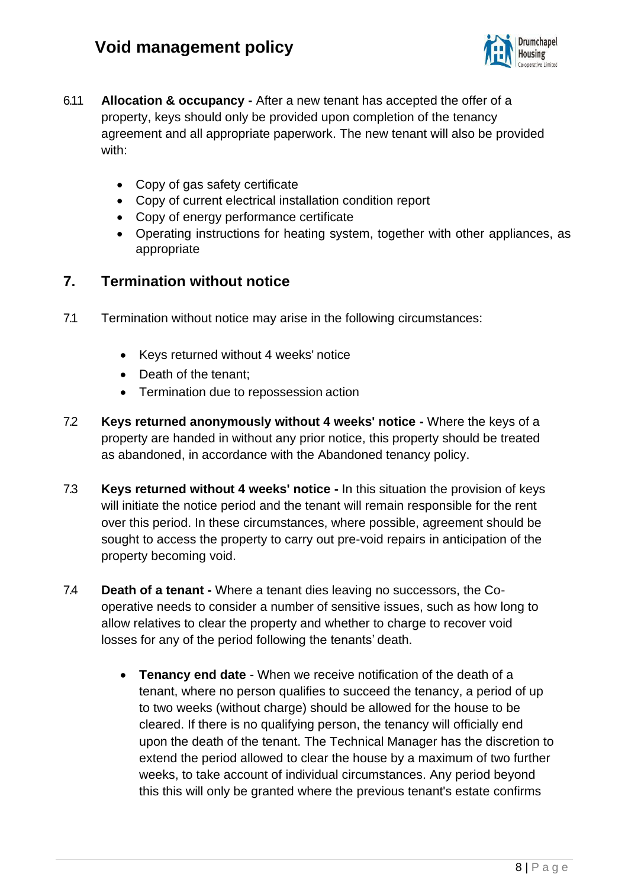6.11 **Allocation & occupancy -** After a new tenant has accepted the offer of a property, keys should only be provided upon completion of the tenancy agreement and all appropriate paperwork. The new tenant will also be provided with:

- Copy of gas safety certificate
- Copy of current electrical installation condition report
- Copy of energy performance certificate
- Operating instructions for heating system, together with other appliances, as appropriate

## 7. Termination without notice

7.1 Termination without notice may arise in the following circumstances:

- Keys returned without 4 weeks' notice
- Death of the tenant;
- Termination due to repossession action

7.2 **Keys returned anonymously without 4 weeks' notice -** Where the keys of a property are handed in without any prior notice, this property should be treated as abandoned, in accordance with the Abandoned tenancy policy.

7.3 **Keys returned without 4 weeks' notice -** In this situation the provision of keys will initiate the notice period and the tenant will remain responsible for the rent over this period. In these circumstances, where possible, agreement should be sought to access the property to carry out pre-void repairs in anticipation of the property becoming void.

7.4 **Death of a tenant -** Where a tenant dies leaving no successors, the Co-operative needs to consider a number of sensitive issues, such as how long to allow relatives to clear the property and whether to charge to recover void losses for any of the period following the tenants' death.

- **Tenancy end date** - When we receive notification of the death of a tenant, where no person qualifies to succeed the tenancy, a period of up to two weeks (without charge) should be allowed for the house to be cleared. If there is no qualifying person, the tenancy will officially end upon the death of the tenant. The Technical Manager has the discretion to extend the period allowed to clear the house by a maximum of two further weeks, to take account of individual circumstances. Any period beyond this this will only be granted where the previous tenant's estate confirms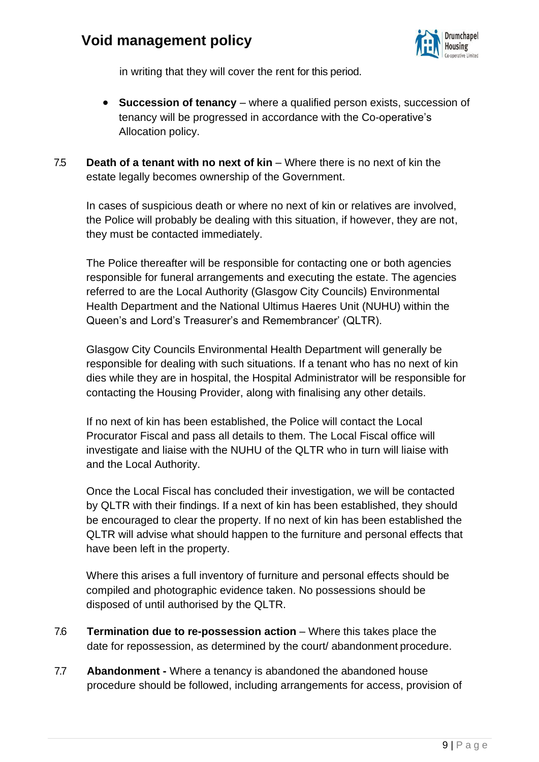in writing that they will cover the rent for this period.

- **Succession of tenancy** – where a qualified person exists, succession of tenancy will be progressed in accordance with the Co-operative's Allocation policy.

7.5 **Death of a tenant with no next of kin** – Where there is no next of kin the estate legally becomes ownership of the Government.

In cases of suspicious death or where no next of kin or relatives are involved, the Police will probably be dealing with this situation, if however, they are not, they must be contacted immediately.

The Police thereafter will be responsible for contacting one or both agencies responsible for funeral arrangements and executing the estate. The agencies referred to are the Local Authority (Glasgow City Councils) Environmental Health Department and the National Ultimus Haeres Unit (NUHU) within the Queen's and Lord's Treasurer's and Remembrancer' (QLTR).

Glasgow City Councils Environmental Health Department will generally be responsible for dealing with such situations. If a tenant who has no next of kin dies while they are in hospital, the Hospital Administrator will be responsible for contacting the Housing Provider, along with finalising any other details.

If no next of kin has been established, the Police will contact the Local Procurator Fiscal and pass all details to them. The Local Fiscal office will investigate and liaise with the NUHU of the QLTR who in turn will liaise with and the Local Authority.

Once the Local Fiscal has concluded their investigation, we will be contacted by QLTR with their findings. If a next of kin has been established, they should be encouraged to clear the property. If no next of kin has been established the QLTR will advise what should happen to the furniture and personal effects that have been left in the property.

Where this arises a full inventory of furniture and personal effects should be compiled and photographic evidence taken. No possessions should be disposed of until authorised by the QLTR.

7.6 **Termination due to re-possession action** – Where this takes place the date for repossession, as determined by the court/ abandonment procedure.

7.7 **Abandonment -** Where a tenancy is abandoned the abandoned house procedure should be followed, including arrangements for access, provision of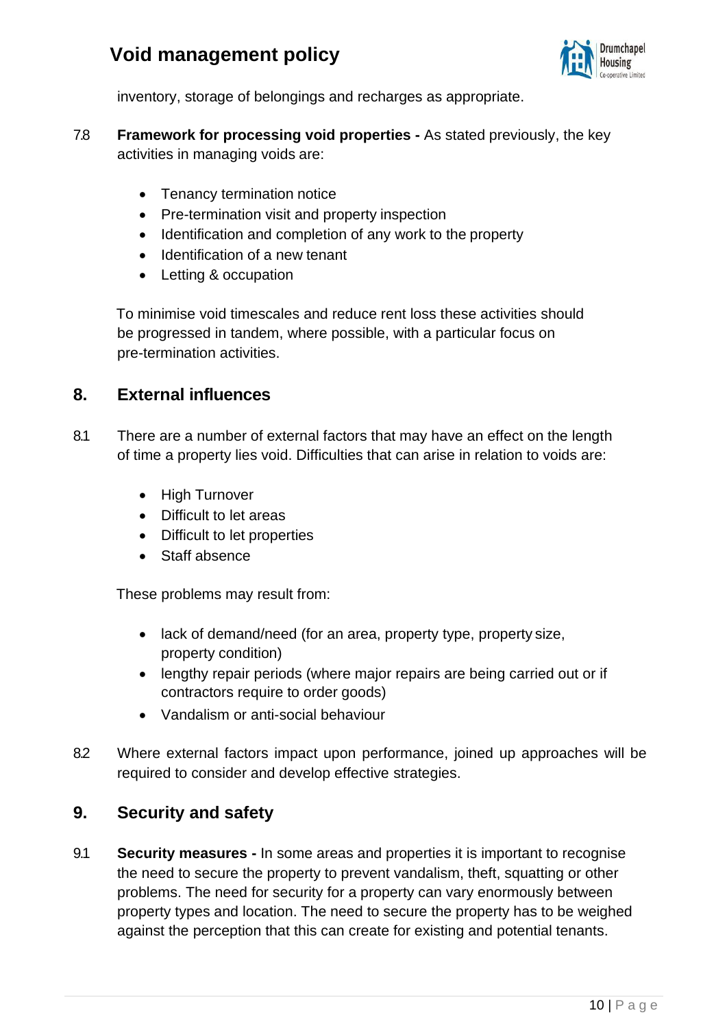inventory, storage of belongings and recharges as appropriate.

7.8 **Framework for processing void properties -** As stated previously, the key activities in managing voids are:

- Tenancy termination notice
- Pre-termination visit and property inspection
- Identification and completion of any work to the property
- Identification of a new tenant
- Letting & occupation

To minimise void timescales and reduce rent loss these activities should be progressed in tandem, where possible, with a particular focus on pre-termination activities.

## 8. External influences

8.1 There are a number of external factors that may have an effect on the length of time a property lies void. Difficulties that can arise in relation to voids are:

- High Turnover
- Difficult to let areas
- Difficult to let properties
- Staff absence

These problems may result from:

- lack of demand/need (for an area, property type, property size, property condition)
- lengthy repair periods (where major repairs are being carried out or if contractors require to order goods)
- Vandalism or anti-social behaviour

8.2 Where external factors impact upon performance, joined up approaches will be required to consider and develop effective strategies.

## 9. Security and safety

9.1 **Security measures -** In some areas and properties it is important to recognise the need to secure the property to prevent vandalism, theft, squatting or other problems. The need for security for a property can vary enormously between property types and location. The need to secure the property has to be weighed against the perception that this can create for existing and potential tenants.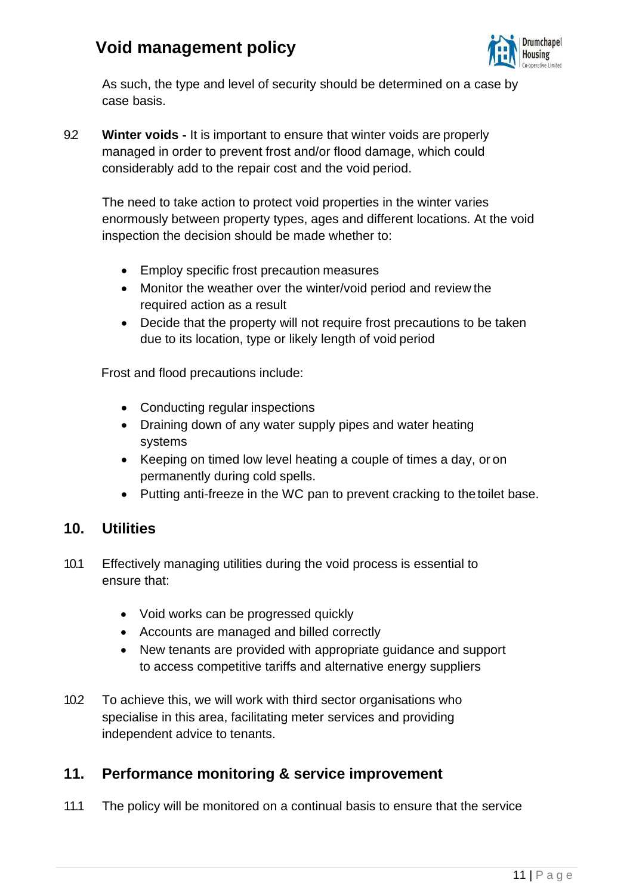As such, the type and level of security should be determined on a case by case basis.

9.2 **Winter voids -** It is important to ensure that winter voids are properly managed in order to prevent frost and/or flood damage, which could considerably add to the repair cost and the void period.

The need to take action to protect void properties in the winter varies enormously between property types, ages and different locations. At the void inspection the decision should be made whether to:

- Employ specific frost precaution measures
- Monitor the weather over the winter/void period and review the required action as a result
- Decide that the property will not require frost precautions to be taken due to its location, type or likely length of void period

Frost and flood precautions include:

- Conducting regular inspections
- Draining down of any water supply pipes and water heating systems
- Keeping on timed low level heating a couple of times a day, or on permanently during cold spells.
- Putting anti-freeze in the WC pan to prevent cracking to the toilet base.

## 10. Utilities

10.1 Effectively managing utilities during the void process is essential to ensure that:

- Void works can be progressed quickly
- Accounts are managed and billed correctly
- New tenants are provided with appropriate guidance and support to access competitive tariffs and alternative energy suppliers

10.2 To achieve this, we will work with third sector organisations who specialise in this area, facilitating meter services and providing independent advice to tenants.

## 11. Performance monitoring & service improvement

11.1 The policy will be monitored on a continual basis to ensure that the service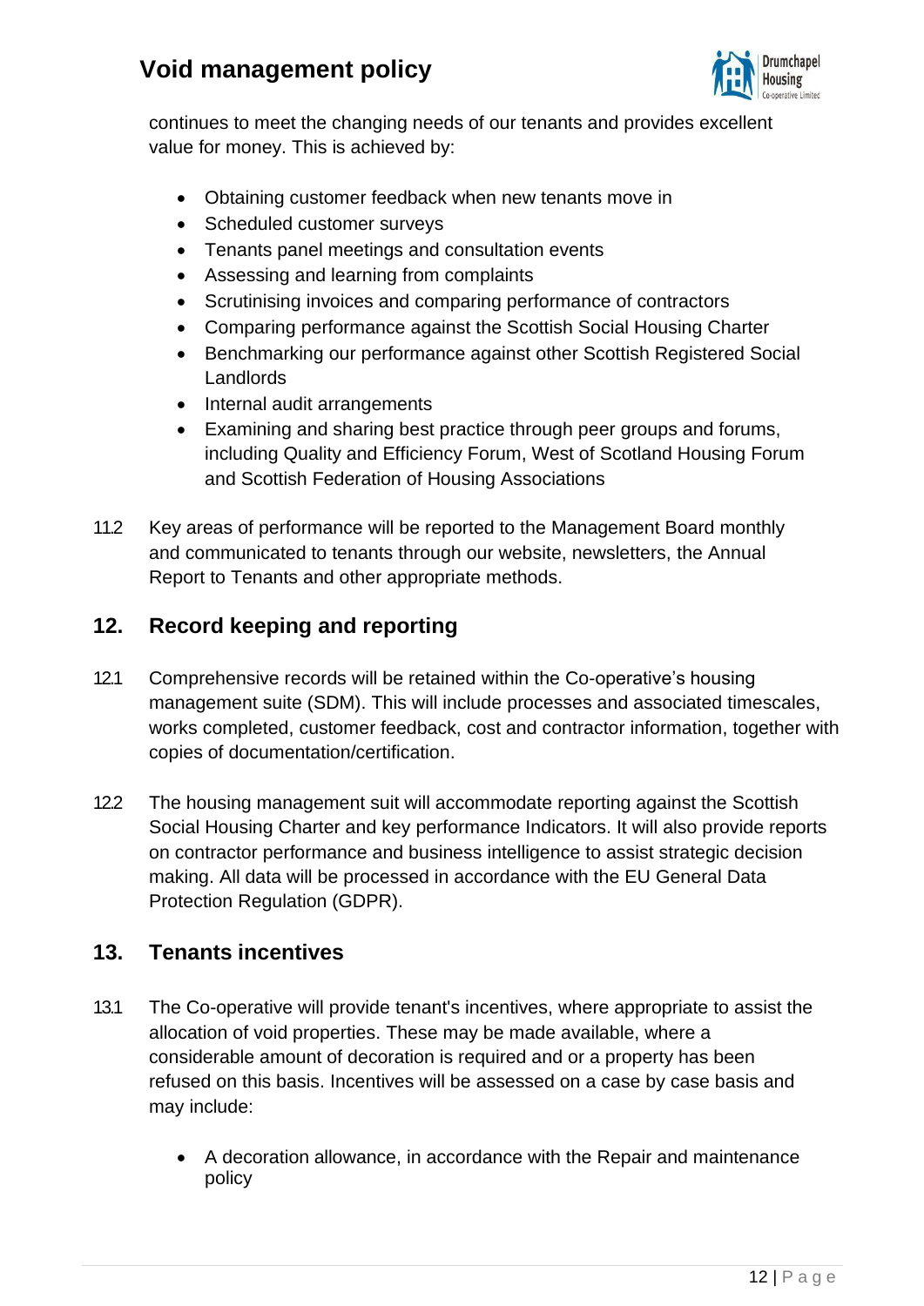continues to meet the changing needs of our tenants and provides excellent value for money. This is achieved by:

- Obtaining customer feedback when new tenants move in
- Scheduled customer surveys
- Tenants panel meetings and consultation events
- Assessing and learning from complaints
- Scrutinising invoices and comparing performance of contractors
- Comparing performance against the Scottish Social Housing Charter
- Benchmarking our performance against other Scottish Registered Social Landlords
- Internal audit arrangements
- Examining and sharing best practice through peer groups and forums, including Quality and Efficiency Forum, West of Scotland Housing Forum and Scottish Federation of Housing Associations

11.2 Key areas of performance will be reported to the Management Board monthly and communicated to tenants through our website, newsletters, the Annual Report to Tenants and other appropriate methods.

## 12. Record keeping and reporting

12.1 Comprehensive records will be retained within the Co-operative's housing management suite (SDM). This will include processes and associated timescales, works completed, customer feedback, cost and contractor information, together with copies of documentation/certification.

12.2 The housing management suit will accommodate reporting against the Scottish Social Housing Charter and key performance Indicators. It will also provide reports on contractor performance and business intelligence to assist strategic decision making. All data will be processed in accordance with the EU General Data Protection Regulation (GDPR).

## 13. Tenants incentives

13.1 The Co-operative will provide tenant's incentives, where appropriate to assist the allocation of void properties. These may be made available, where a considerable amount of decoration is required and or a property has been refused on this basis. Incentives will be assessed on a case by case basis and may include:

- A decoration allowance, in accordance with the Repair and maintenance policy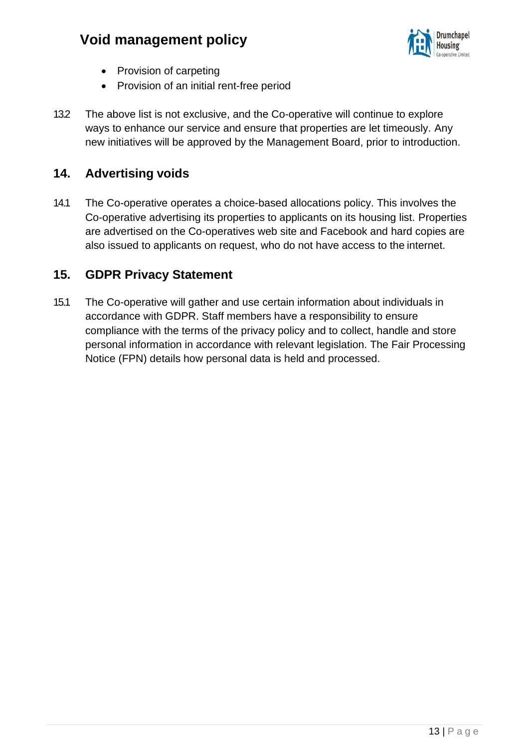- Provision of carpeting
- Provision of an initial rent-free period

13.2 The above list is not exclusive, and the Co-operative will continue to explore ways to enhance our service and ensure that properties are let timeously. Any new initiatives will be approved by the Management Board, prior to introduction.

## 14. Advertising voids

14.1 The Co-operative operates a choice-based allocations policy. This involves the Co-operative advertising its properties to applicants on its housing list. Properties are advertised on the Co-operatives web site and Facebook and hard copies are also issued to applicants on request, who do not have access to the internet.

## 15. GDPR Privacy Statement

15.1 The Co-operative will gather and use certain information about individuals in accordance with GDPR. Staff members have a responsibility to ensure compliance with the terms of the privacy policy and to collect, handle and store personal information in accordance with relevant legislation. The Fair Processing Notice (FPN) details how personal data is held and processed.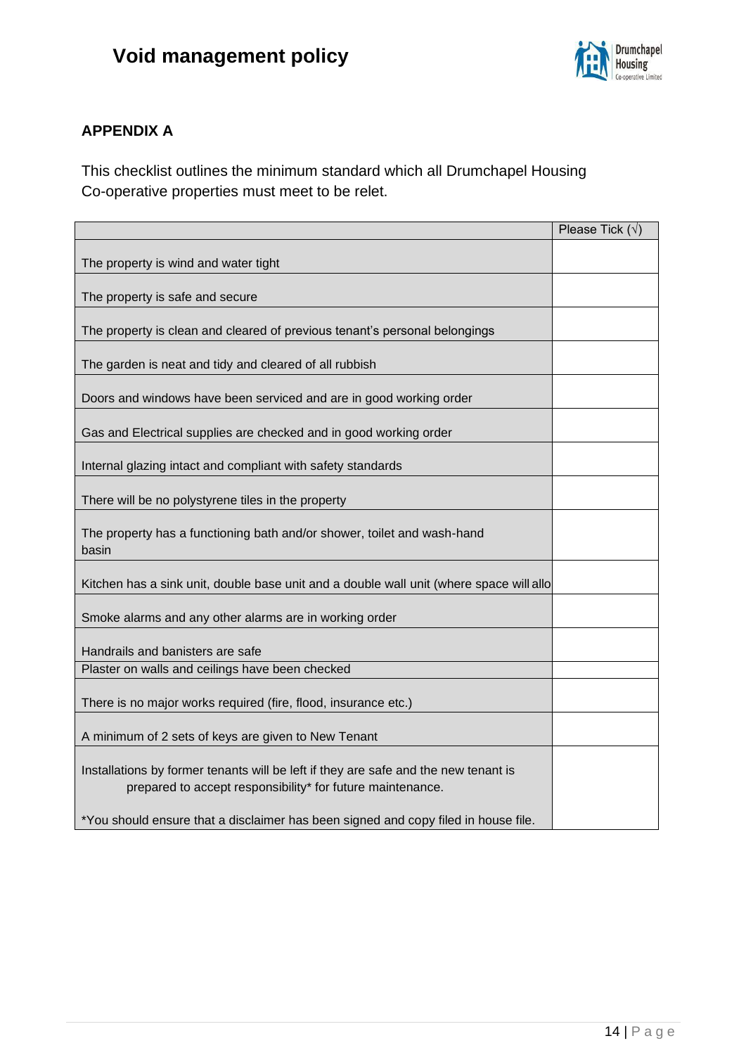## APPENDIX A

This checklist outlines the minimum standard which all Drumchapel Housing Co-operative properties must meet to be relet.

| | Please Tick (√) |
|---|---|
| The property is wind and water tight | |
| The property is safe and secure | |
| The property is clean and cleared of previous tenant's personal belongings | |
| The garden is neat and tidy and cleared of all rubbish | |
| Doors and windows have been serviced and are in good working order | |
| Gas and Electrical supplies are checked and in good working order | |
| Internal glazing intact and compliant with safety standards | |
| There will be no polystyrene tiles in the property | |
| The property has a functioning bath and/or shower, toilet and wash-hand basin | |
| Kitchen has a sink unit, double base unit and a double wall unit (where space will allo | |
| Smoke alarms and any other alarms are in working order | |
| Handrails and banisters are safe | |
| Plaster on walls and ceilings have been checked | |
| There is no major works required (fire, flood, insurance etc.) | |
| A minimum of 2 sets of keys are given to New Tenant | |
| Installations by former tenants will be left if they are safe and the new tenant is prepared to accept responsibility* for future maintenance.<br><br>*You should ensure that a disclaimer has been signed and copy filed in house file. | |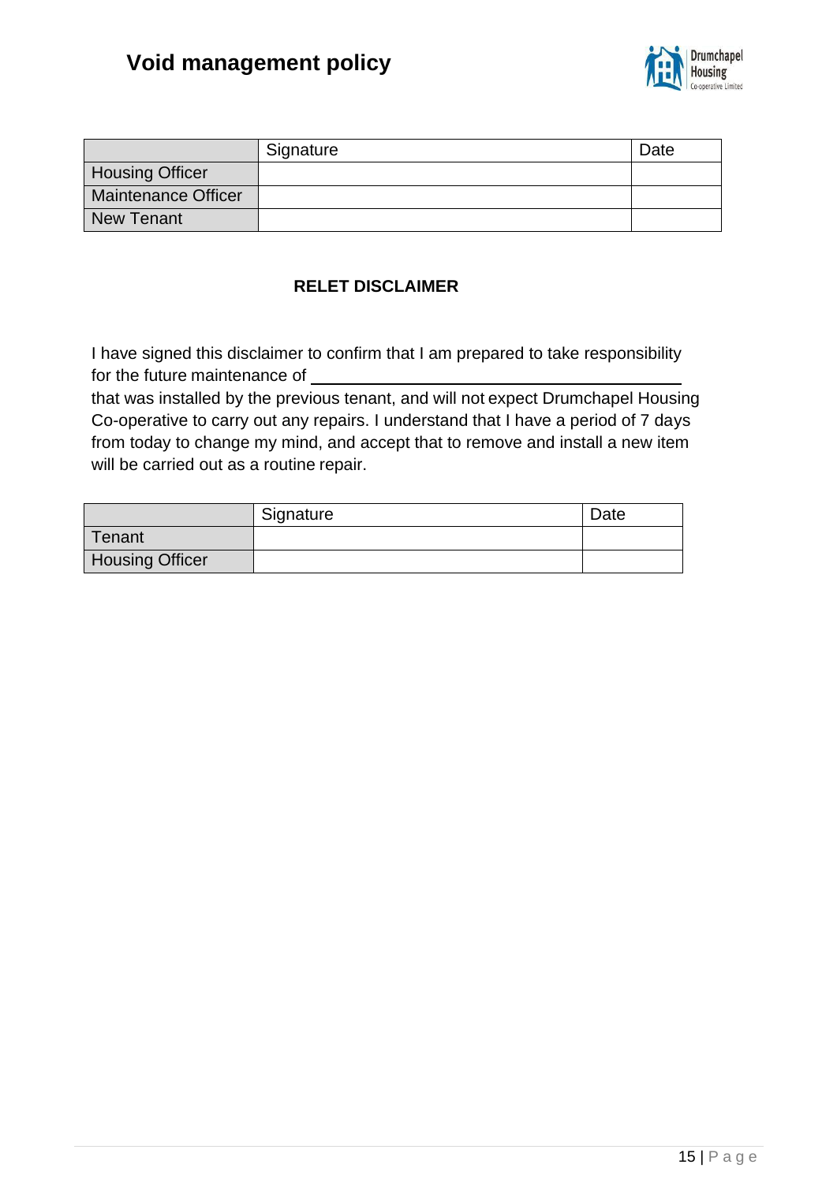| | Signature | Date |
|---|---|---|
| Housing Officer | | |
| Maintenance Officer | | |
| New Tenant | | |

**RELET DISCLAIMER**

I have signed this disclaimer to confirm that I am prepared to take responsibility for the future maintenance of ________________________________ that was installed by the previous tenant, and will not expect Drumchapel Housing Co-operative to carry out any repairs. I understand that I have a period of 7 days from today to change my mind, and accept that to remove and install a new item will be carried out as a routine repair.

| | Signature | Date |
|---|---|---|
| Tenant | | |
| Housing Officer | | |